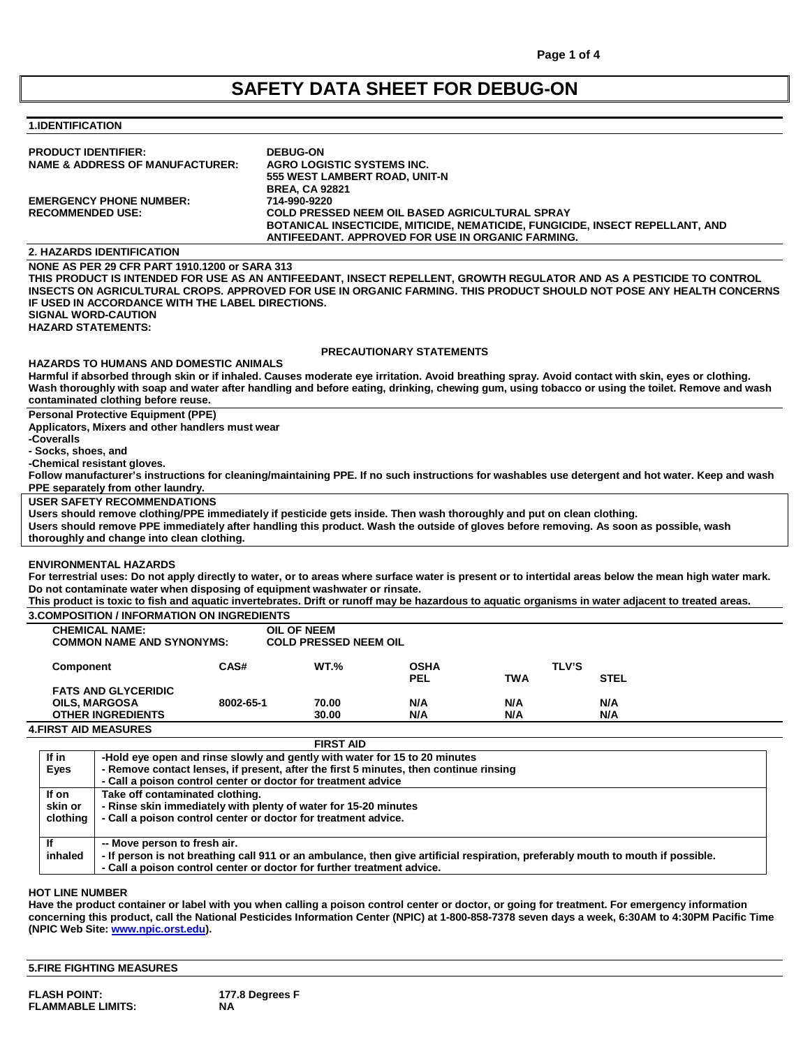# SAFETY DATA SHEET FOR DEBUG-ON

## 1.IDENTIFICATION

**PRODUCT IDENTIFIER:** DEBUG-ON

**NAME & ADDRESS OF MANUFACTURER:** AGRO LOGISTIC SYSTEMS INC.
555 WEST LAMBERT ROAD, UNIT-N
BREA, CA 92821

**EMERGENCY PHONE NUMBER:** 714-990-9220

**RECOMMENDED USE:** COLD PRESSED NEEM OIL BASED AGRICULTURAL SPRAY
BOTANICAL INSECTICIDE, MITICIDE, NEMATICIDE, FUNGICIDE, INSECT REPELLANT, AND ANTIFEEDANT. APPROVED FOR USE IN ORGANIC FARMING.

## 2. HAZARDS IDENTIFICATION

**NONE AS PER 29 CFR PART 1910.1200 or SARA 313**

**THIS PRODUCT IS INTENDED FOR USE AS AN ANTIFEEDANT, INSECT REPELLENT, GROWTH REGULATOR AND AS A PESTICIDE TO CONTROL INSECTS ON AGRICULTURAL CROPS. APPROVED FOR USE IN ORGANIC FARMING. THIS PRODUCT SHOULD NOT POSE ANY HEALTH CONCERNS IF USED IN ACCORDANCE WITH THE LABEL DIRECTIONS.**

**SIGNAL WORD-CAUTION**

**HAZARD STATEMENTS:**

### PRECAUTIONARY STATEMENTS

**HAZARDS TO HUMANS AND DOMESTIC ANIMALS**

Harmful if absorbed through skin or if inhaled. Causes moderate eye irritation. Avoid breathing spray. Avoid contact with skin, eyes or clothing. Wash thoroughly with soap and water after handling and before eating, drinking, chewing gum, using tobacco or using the toilet. Remove and wash contaminated clothing before reuse.

**Personal Protective Equipment (PPE)**

Applicators, Mixers and other handlers must wear
- Coveralls
- Socks, shoes, and
- Chemical resistant gloves.

Follow manufacturer's instructions for cleaning/maintaining PPE. If no such instructions for washables use detergent and hot water. Keep and wash PPE separately from other laundry.

**USER SAFETY RECOMMENDATIONS**

Users should remove clothing/PPE immediately if pesticide gets inside. Then wash thoroughly and put on clean clothing.
Users should remove PPE immediately after handling this product. Wash the outside of gloves before removing. As soon as possible, wash thoroughly and change into clean clothing.

**ENVIRONMENTAL HAZARDS**

For terrestrial uses: Do not apply directly to water, or to areas where surface water is present or to intertidal areas below the mean high water mark. Do not contaminate water when disposing of equipment washwater or rinsate.
This product is toxic to fish and aquatic invertebrates. Drift or runoff may be hazardous to aquatic organisms in water adjacent to treated areas.

## 3.COMPOSITION / INFORMATION ON INGREDIENTS

**CHEMICAL NAME:** OIL OF NEEM
**COMMON NAME AND SYNONYMS:** COLD PRESSED NEEM OIL

| Component | CAS# | WT.% | OSHA PEL | TLV'S TWA | TLV'S STEL |
|---|---|---|---|---|---|
| FATS AND GLYCERIDIC OILS, MARGOSA | 8002-65-1 | 70.00 | N/A | N/A | N/A |
| OTHER INGREDIENTS | | 30.00 | N/A | N/A | N/A |

## 4.FIRST AID MEASURES

| FIRST AID | |
|---|---|
| If in Eyes | -Hold eye open and rinse slowly and gently with water for 15 to 20 minutes<br>- Remove contact lenses, if present, after the first 5 minutes, then continue rinsing<br>- Call a poison control center or doctor for treatment advice |
| If on skin or clothing | Take off contaminated clothing.<br>- Rinse skin immediately with plenty of water for 15-20 minutes<br>- Call a poison control center or doctor for treatment advice. |
| If inhaled | -- Move person to fresh air.<br>- If person is not breathing call 911 or an ambulance, then give artificial respiration, preferably mouth to mouth if possible.<br>- Call a poison control center or doctor for further treatment advice. |

**HOT LINE NUMBER**

Have the product container or label with you when calling a poison control center or doctor, or going for treatment. For emergency information concerning this product, call the National Pesticides Information Center (NPIC) at 1-800-858-7378 seven days a week, 6:30AM to 4:30PM Pacific Time (NPIC Web Site: www.npic.orst.edu).

## 5.FIRE FIGHTING MEASURES

**FLASH POINT:** 177.8 Degrees F
**FLAMMABLE LIMITS:** NA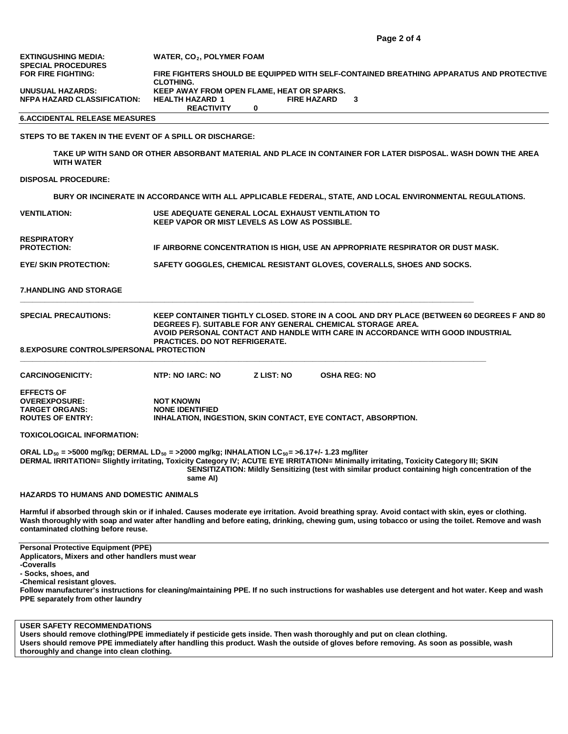**EXTINGUSHING MEDIA:** WATER, $CO_2$, POLYMER FOAM

**SPECIAL PROCEDURES FOR FIRE FIGHTING:** FIRE FIGHTERS SHOULD BE EQUIPPED WITH SELF-CONTAINED BREATHING APPARATUS AND PROTECTIVE CLOTHING.

**UNUSUAL HAZARDS:** KEEP AWAY FROM OPEN FLAME, HEAT OR SPARKS.

**NFPA HAZARD CLASSIFICATION:** HEALTH HAZARD 1 FIRE HAZARD 3 REACTIVITY 0

## 6.ACCIDENTAL RELEASE MEASURES

**STEPS TO BE TAKEN IN THE EVENT OF A SPILL OR DISCHARGE:**

TAKE UP WITH SAND OR OTHER ABSORBANT MATERIAL AND PLACE IN CONTAINER FOR LATER DISPOSAL. WASH DOWN THE AREA WITH WATER

**DISPOSAL PROCEDURE:**

BURY OR INCINERATE IN ACCORDANCE WITH ALL APPLICABLE FEDERAL, STATE, AND LOCAL ENVIRONMENTAL REGULATIONS.

**VENTILATION:** USE ADEQUATE GENERAL LOCAL EXHAUST VENTILATION TO KEEP VAPOR OR MIST LEVELS AS LOW AS POSSIBLE.

**RESPIRATORY PROTECTION:** IF AIRBORNE CONCENTRATION IS HIGH, USE AN APPROPRIATE RESPIRATOR OR DUST MASK.

**EYE/ SKIN PROTECTION:** SAFETY GOGGLES, CHEMICAL RESISTANT GLOVES, COVERALLS, SHOES AND SOCKS.

## 7.HANDLING AND STORAGE

**SPECIAL PRECAUTIONS:** KEEP CONTAINER TIGHTLY CLOSED. STORE IN A COOL AND DRY PLACE (BETWEEN 60 DEGREES F AND 80 DEGREES F). SUITABLE FOR ANY GENERAL CHEMICAL STORAGE AREA. AVOID PERSONAL CONTACT AND HANDLE WITH CARE IN ACCORDANCE WITH GOOD INDUSTRIAL PRACTICES. DO NOT REFRIGERATE.

## 8.EXPOSURE CONTROLS/PERSONAL PROTECTION

**CARCINOGENICITY:** NTP: NO IARC: NO Z LIST: NO OSHA REG: NO

**EFFECTS OF OVEREXPOSURE:** NOT KNOWN

**TARGET ORGANS:** NONE IDENTIFIED

**ROUTES OF ENTRY:** INHALATION, INGESTION, SKIN CONTACT, EYE CONTACT, ABSORPTION.

**TOXICOLOGICAL INFORMATION:**

**ORAL $LD_{50}$ = >5000 mg/kg; DERMAL $LD_{50}$ = >2000 mg/kg; INHALATION $LC_{50}$= >6.17+/- 1.23 mg/liter**
**DERMAL IRRITATION= Slightly irritating, Toxicity Category IV; ACUTE EYE IRRITATION= Minimally irritating, Toxicity Category III; SKIN SENSITIZATION: Mildly Sensitizing (test with similar product containing high concentration of the same AI)**

**HAZARDS TO HUMANS AND DOMESTIC ANIMALS**

**Harmful if absorbed through skin or if inhaled. Causes moderate eye irritation. Avoid breathing spray. Avoid contact with skin, eyes or clothing. Wash thoroughly with soap and water after handling and before eating, drinking, chewing gum, using tobacco or using the toilet. Remove and wash contaminated clothing before reuse.**

**Personal Protective Equipment (PPE)**
**Applicators, Mixers and other handlers must wear**
**-Coveralls**
**- Socks, shoes, and**
**-Chemical resistant gloves.**
**Follow manufacturer's instructions for cleaning/maintaining PPE. If no such instructions for washables use detergent and hot water. Keep and wash PPE separately from other laundry**

**USER SAFETY RECOMMENDATIONS**
**Users should remove clothing/PPE immediately if pesticide gets inside. Then wash thoroughly and put on clean clothing.**
**Users should remove PPE immediately after handling this product. Wash the outside of gloves before removing. As soon as possible, wash thoroughly and change into clean clothing.**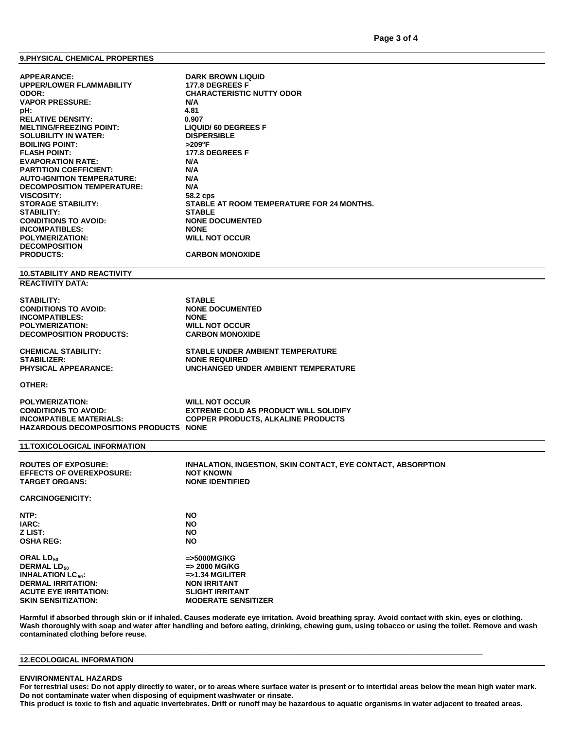## 9.PHYSICAL CHEMICAL PROPERTIES

| | |
|---|---|
| **APPEARANCE:** | **DARK BROWN LIQUID** |
| **UPPER/LOWER FLAMMABILITY** | **177.8 DEGREES F** |
| **ODOR:** | **CHARACTERISTIC NUTTY ODOR** |
| **VAPOR PRESSURE:** | **N/A** |
| **pH:** | **4.81** |
| **RELATIVE DENSITY:** | **0.907** |
| **MELTING/FREEZING POINT:** | **LIQUID/ 60 DEGREES F** |
| **SOLUBILITY IN WATER:** | **DISPERSIBLE** |
| **BOILING POINT:** | **>209°F** |
| **FLASH POINT:** | **177.8 DEGREES F** |
| **EVAPORATION RATE:** | **N/A** |
| **PARTITION COEFFICIENT:** | **N/A** |
| **AUTO-IGNITION TEMPERATURE:** | **N/A** |
| **DECOMPOSITION TEMPERATURE:** | **N/A** |
| **VISCOSITY:** | **58.2 cps** |
| **STORAGE STABILITY:** | **STABLE AT ROOM TEMPERATURE FOR 24 MONTHS.** |
| **STABILITY:** | **STABLE** |
| **CONDITIONS TO AVOID:** | **NONE DOCUMENTED** |
| **INCOMPATIBLES:** | **NONE** |
| **POLYMERIZATION:** | **WILL NOT OCCUR** |
| **DECOMPOSITION PRODUCTS:** | **CARBON MONOXIDE** |

## 10.STABILITY AND REACTIVITY

**REACTIVITY DATA:**

| | |
|---|---|
| **STABILITY:** | **STABLE** |
| **CONDITIONS TO AVOID:** | **NONE DOCUMENTED** |
| **INCOMPATIBLES:** | **NONE** |
| **POLYMERIZATION:** | **WILL NOT OCCUR** |
| **DECOMPOSITION PRODUCTS:** | **CARBON MONOXIDE** |

| | |
|---|---|
| **CHEMICAL STABILITY:** | **STABLE UNDER AMBIENT TEMPERATURE** |
| **STABILIZER:** | **NONE REQUIRED** |
| **PHYSICAL APPEARANCE:** | **UNCHANGED UNDER AMBIENT TEMPERATURE** |

**OTHER:**

| | |
|---|---|
| **POLYMERIZATION:** | **WILL NOT OCCUR** |
| **CONDITIONS TO AVOID:** | **EXTREME COLD AS PRODUCT WILL SOLIDIFY** |
| **INCOMPATIBLE MATERIALS:** | **COPPER PRODUCTS, ALKALINE PRODUCTS** |
| **HAZARDOUS DECOMPOSITIONS PRODUCTS** | **NONE** |

## 11.TOXICOLOGICAL INFORMATION

| | |
|---|---|
| **ROUTES OF EXPOSURE:** | **INHALATION, INGESTION, SKIN CONTACT, EYE CONTACT, ABSORPTION** |
| **EFFECTS OF OVEREXPOSURE:** | **NOT KNOWN** |
| **TARGET ORGANS:** | **NONE IDENTIFIED** |

**CARCINOGENICITY:**

| | |
|---|---|
| **NTP:** | **NO** |
| **IARC:** | **NO** |
| **Z LIST:** | **NO** |
| **OSHA REG:** | **NO** |

| | |
|---|---|
| **ORAL $LD_{50}$** | **=>5000MG/KG** |
| **DERMAL $LD_{50}$** | **=> 2000 MG/KG** |
| **INHALATION $LC_{50}$:** | **=>1.34 MG/LITER** |
| **DERMAL IRRITATION:** | **NON IRRITANT** |
| **ACUTE EYE IRRITATION:** | **SLIGHT IRRITANT** |
| **SKIN SENSITIZATION:** | **MODERATE SENSITIZER** |

**Harmful if absorbed through skin or if inhaled. Causes moderate eye irritation. Avoid breathing spray. Avoid contact with skin, eyes or clothing. Wash thoroughly with soap and water after handling and before eating, drinking, chewing gum, using tobacco or using the toilet. Remove and wash contaminated clothing before reuse.**

## 12.ECOLOGICAL INFORMATION

**ENVIRONMENTAL HAZARDS**

**For terrestrial uses: Do not apply directly to water, or to areas where surface water is present or to intertidal areas below the mean high water mark. Do not contaminate water when disposing of equipment washwater or rinsate.**

**This product is toxic to fish and aquatic invertebrates. Drift or runoff may be hazardous to aquatic organisms in water adjacent to treated areas.**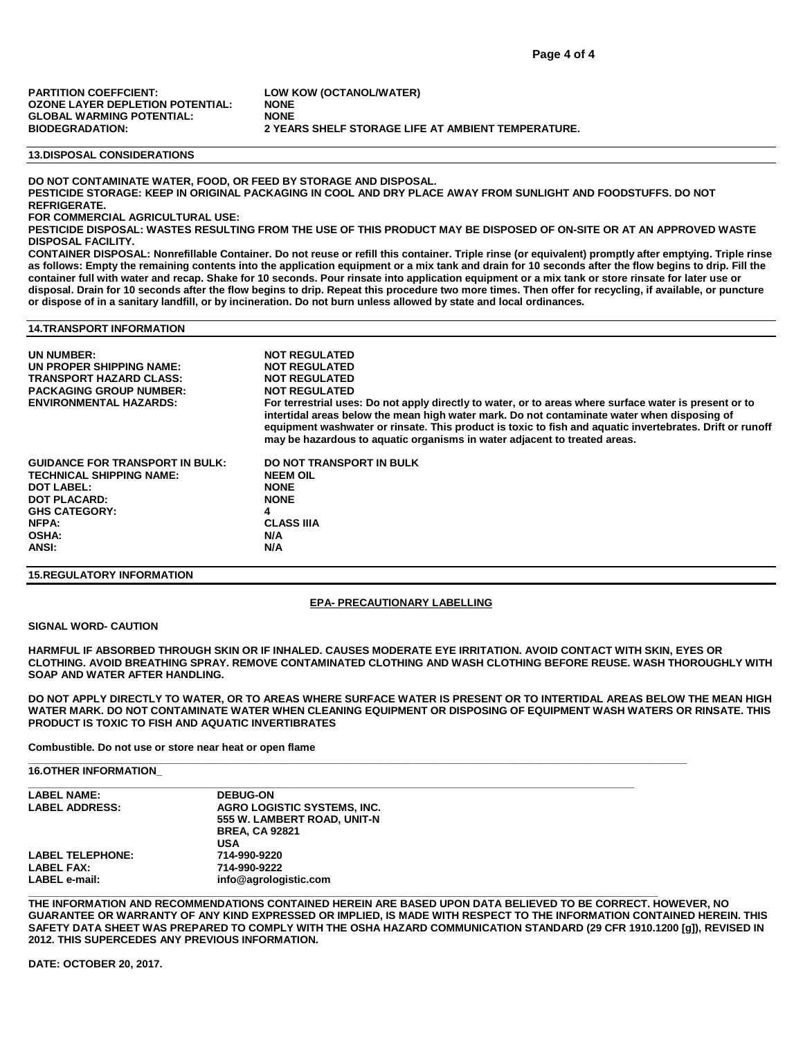| | |
|---|---|
| **PARTITION COEFFCIENT:** | **LOW KOW (OCTANOL/WATER)** |
| **OZONE LAYER DEPLETION POTENTIAL:** | **NONE** |
| **GLOBAL WARMING POTENTIAL:** | **NONE** |
| **BIODEGRADATION:** | **2 YEARS SHELF STORAGE LIFE AT AMBIENT TEMPERATURE.** |

## 13.DISPOSAL CONSIDERATIONS

**DO NOT CONTAMINATE WATER, FOOD, OR FEED BY STORAGE AND DISPOSAL.**
**PESTICIDE STORAGE: KEEP IN ORIGINAL PACKAGING IN COOL AND DRY PLACE AWAY FROM SUNLIGHT AND FOODSTUFFS. DO NOT REFRIGERATE.**
**FOR COMMERCIAL AGRICULTURAL USE:**
**PESTICIDE DISPOSAL: WASTES RESULTING FROM THE USE OF THIS PRODUCT MAY BE DISPOSED OF ON-SITE OR AT AN APPROVED WASTE DISPOSAL FACILITY.**
**CONTAINER DISPOSAL: Nonrefillable Container. Do not reuse or refill this container. Triple rinse (or equivalent) promptly after emptying. Triple rinse as follows: Empty the remaining contents into the application equipment or a mix tank and drain for 10 seconds after the flow begins to drip. Fill the container full with water and recap. Shake for 10 seconds. Pour rinsate into application equipment or a mix tank or store rinsate for later use or disposal. Drain for 10 seconds after the flow begins to drip. Repeat this procedure two more times. Then offer for recycling, if available, or puncture or dispose of in a sanitary landfill, or by incineration. Do not burn unless allowed by state and local ordinances.**

## 14.TRANSPORT INFORMATION

| | |
|---|---|
| **UN NUMBER:** | **NOT REGULATED** |
| **UN PROPER SHIPPING NAME:** | **NOT REGULATED** |
| **TRANSPORT HAZARD CLASS:** | **NOT REGULATED** |
| **PACKAGING GROUP NUMBER:** | **NOT REGULATED** |
| **ENVIRONMENTAL HAZARDS:** | **For terrestrial uses: Do not apply directly to water, or to areas where surface water is present or to intertidal areas below the mean high water mark. Do not contaminate water when disposing of equipment washwater or rinsate. This product is toxic to fish and aquatic invertebrates. Drift or runoff may be hazardous to aquatic organisms in water adjacent to treated areas.** |
| **GUIDANCE FOR TRANSPORT IN BULK:** | **DO NOT TRANSPORT IN BULK** |
| **TECHNICAL SHIPPING NAME:** | **NEEM OIL** |
| **DOT LABEL:** | **NONE** |
| **DOT PLACARD:** | **NONE** |
| **GHS CATEGORY:** | **4** |
| **NFPA:** | **CLASS IIIA** |
| **OSHA:** | **N/A** |
| **ANSI:** | **N/A** |

## 15.REGULATORY INFORMATION

**EPA- PRECAUTIONARY LABELLING**

**SIGNAL WORD- CAUTION**

**HARMFUL IF ABSORBED THROUGH SKIN OR IF INHALED. CAUSES MODERATE EYE IRRITATION. AVOID CONTACT WITH SKIN, EYES OR CLOTHING. AVOID BREATHING SPRAY. REMOVE CONTAMINATED CLOTHING AND WASH CLOTHING BEFORE REUSE. WASH THOROUGHLY WITH SOAP AND WATER AFTER HANDLING.**

**DO NOT APPLY DIRECTLY TO WATER, OR TO AREAS WHERE SURFACE WATER IS PRESENT OR TO INTERTIDAL AREAS BELOW THE MEAN HIGH WATER MARK. DO NOT CONTAMINATE WATER WHEN CLEANING EQUIPMENT OR DISPOSING OF EQUIPMENT WASH WATERS OR RINSATE. THIS PRODUCT IS TOXIC TO FISH AND AQUATIC INVERTIBRATES**

**Combustible. Do not use or store near heat or open flame**

## 16.OTHER INFORMATION_

| | |
|---|---|
| **LABEL NAME:** | **DEBUG-ON** |
| **LABEL ADDRESS:** | **AGRO LOGISTIC SYSTEMS, INC.**<br>**555 W. LAMBERT ROAD, UNIT-N**<br>**BREA, CA 92821**<br>**USA** |
| **LABEL TELEPHONE:** | **714-990-9220** |
| **LABEL FAX:** | **714-990-9222** |
| **LABEL e-mail:** | **info@agrologistic.com** |

**THE INFORMATION AND RECOMMENDATIONS CONTAINED HEREIN ARE BASED UPON DATA BELIEVED TO BE CORRECT. HOWEVER, NO GUARANTEE OR WARRANTY OF ANY KIND EXPRESSED OR IMPLIED, IS MADE WITH RESPECT TO THE INFORMATION CONTAINED HEREIN. THIS SAFETY DATA SHEET WAS PREPARED TO COMPLY WITH THE OSHA HAZARD COMMUNICATION STANDARD (29 CFR 1910.1200 [g]), REVISED IN 2012. THIS SUPERCEDES ANY PREVIOUS INFORMATION.**

**DATE: OCTOBER 20, 2017.**